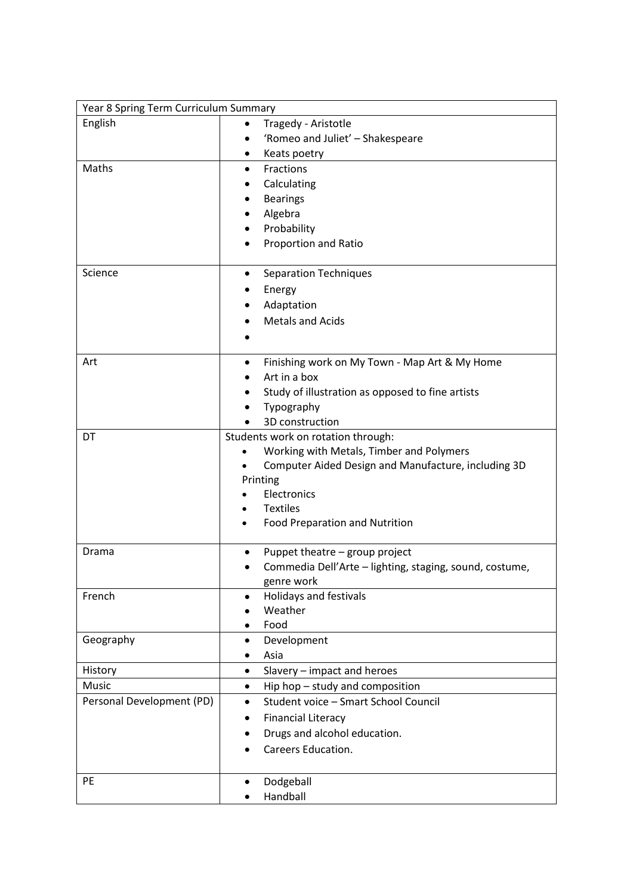| Year 8 Spring Term Curriculum Summary | |
|---|---|
| English | • Tragedy - Aristotle<br>• 'Romeo and Juliet' – Shakespeare<br>• Keats poetry |
| Maths | • Fractions<br>• Calculating<br>• Bearings<br>• Algebra<br>• Probability<br>• Proportion and Ratio |
| Science | • Separation Techniques<br>• Energy<br>• Adaptation<br>• Metals and Acids<br>• |
| Art | • Finishing work on My Town - Map Art & My Home<br>• Art in a box<br>• Study of illustration as opposed to fine artists<br>• Typography<br>• 3D construction |
| DT | Students work on rotation through:<br>• Working with Metals, Timber and Polymers<br>• Computer Aided Design and Manufacture, including 3D Printing<br>• Electronics<br>• Textiles<br>• Food Preparation and Nutrition |
| Drama | • Puppet theatre – group project<br>• Commedia Dell'Arte – lighting, staging, sound, costume, genre work |
| French | • Holidays and festivals<br>• Weather<br>• Food |
| Geography | • Development<br>• Asia |
| History | • Slavery – impact and heroes |
| Music | • Hip hop – study and composition |
| Personal Development (PD) | • Student voice – Smart School Council<br>• Financial Literacy<br>• Drugs and alcohol education.<br>• Careers Education. |
| PE | • Dodgeball<br>• Handball |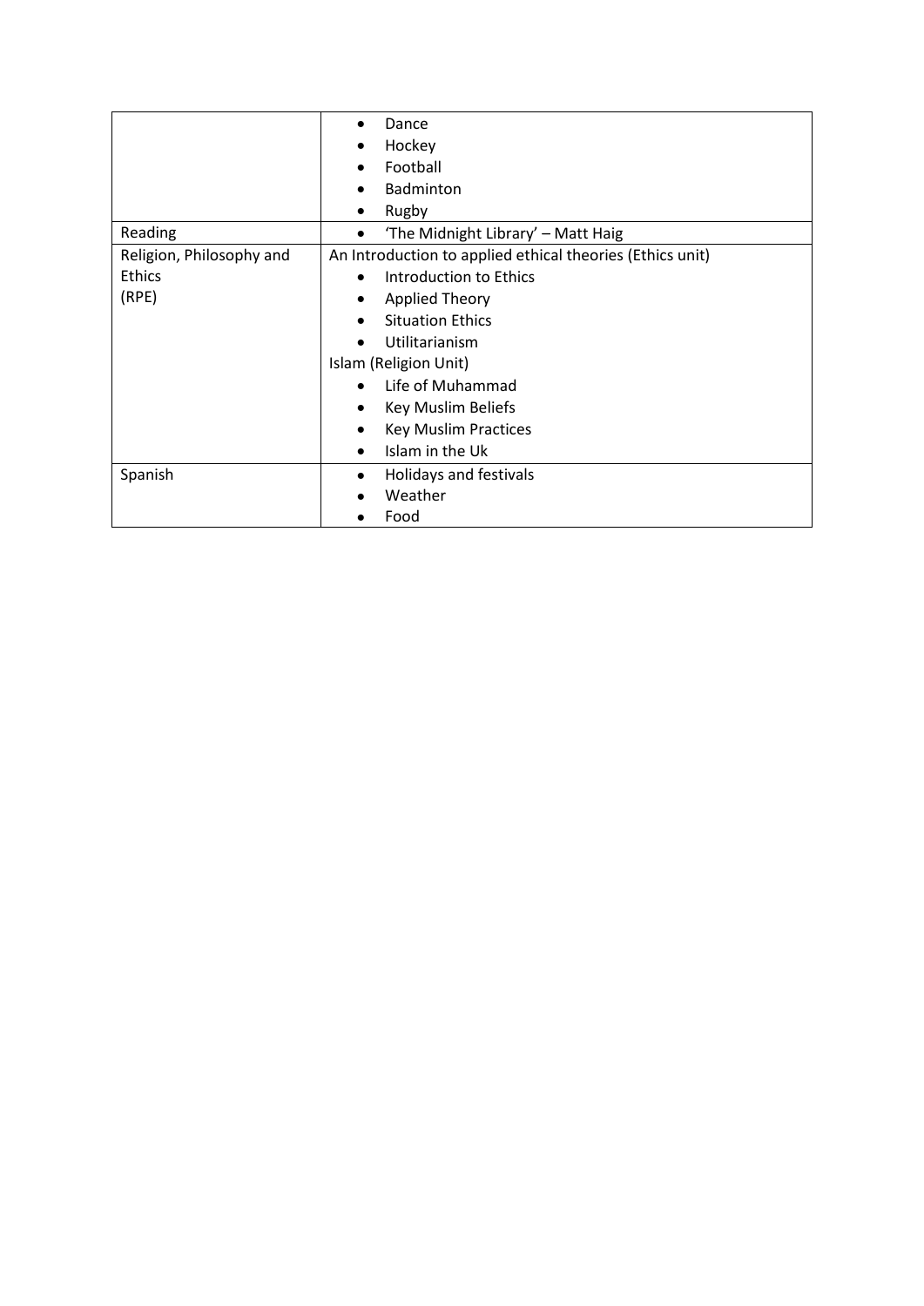| | |
|---|---|
| | • Dance<br>• Hockey<br>• Football<br>• Badminton<br>• Rugby |
| Reading | • 'The Midnight Library' – Matt Haig |
| Religion, Philosophy and Ethics (RPE) | An Introduction to applied ethical theories (Ethics unit)<br>• Introduction to Ethics<br>• Applied Theory<br>• Situation Ethics<br>• Utilitarianism<br>Islam (Religion Unit)<br>• Life of Muhammad<br>• Key Muslim Beliefs<br>• Key Muslim Practices<br>• Islam in the Uk |
| Spanish | • Holidays and festivals<br>• Weather<br>• Food |